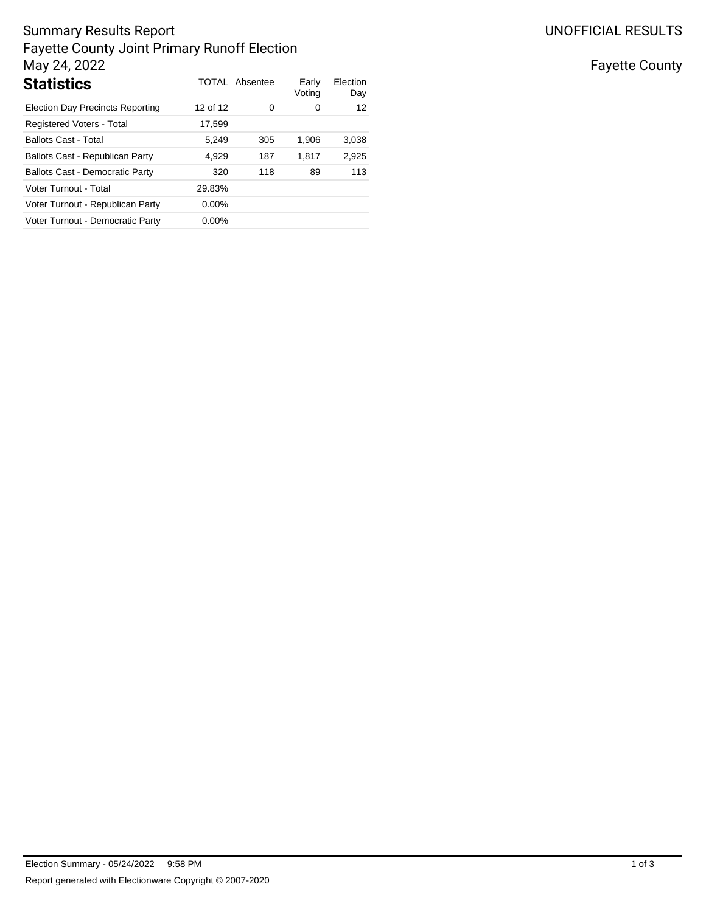# Summary Results Report
# Fayette County Joint Primary Runoff Election
# May 24, 2022

UNOFFICIAL RESULTS

Fayette County

## Statistics

| Statistics | TOTAL | Absentee | Early Voting | Election Day |
|---|---|---|---|---|
| Election Day Precincts Reporting | 12 of 12 | 0 | 0 | 12 |
| Registered Voters - Total | 17,599 | | | |
| Ballots Cast - Total | 5,249 | 305 | 1,906 | 3,038 |
| Ballots Cast - Republican Party | 4,929 | 187 | 1,817 | 2,925 |
| Ballots Cast - Democratic Party | 320 | 118 | 89 | 113 |
| Voter Turnout - Total | 29.83% | | | |
| Voter Turnout - Republican Party | 0.00% | | | |
| Voter Turnout - Democratic Party | 0.00% | | | |

Election Summary - 05/24/2022 9:58 PM

Report generated with Electionware Copyright © 2007-2020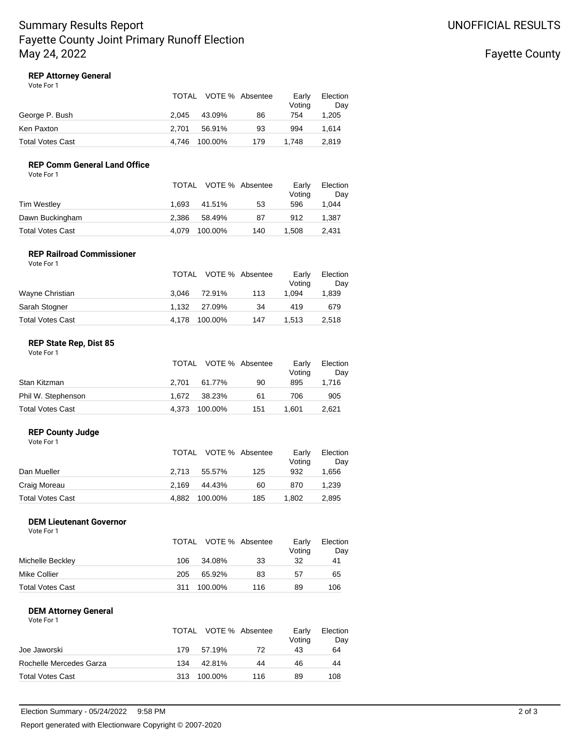# Summary Results Report
# Fayette County Joint Primary Runoff Election
# May 24, 2022

UNOFFICIAL RESULTS

Fayette County

### REP Attorney General

Vote For 1

| | TOTAL | VOTE % | Absentee | Early Voting | Election Day |
|---|---|---|---|---|---|
| George P. Bush | 2,045 | 43.09% | 86 | 754 | 1,205 |
| Ken Paxton | 2,701 | 56.91% | 93 | 994 | 1,614 |
| Total Votes Cast | 4,746 | 100.00% | 179 | 1,748 | 2,819 |

### REP Comm General Land Office

Vote For 1

| | TOTAL | VOTE % | Absentee | Early Voting | Election Day |
|---|---|---|---|---|---|
| Tim Westley | 1,693 | 41.51% | 53 | 596 | 1,044 |
| Dawn Buckingham | 2,386 | 58.49% | 87 | 912 | 1,387 |
| Total Votes Cast | 4,079 | 100.00% | 140 | 1,508 | 2,431 |

### REP Railroad Commissioner

Vote For 1

| | TOTAL | VOTE % | Absentee | Early Voting | Election Day |
|---|---|---|---|---|---|
| Wayne Christian | 3,046 | 72.91% | 113 | 1,094 | 1,839 |
| Sarah Stogner | 1,132 | 27.09% | 34 | 419 | 679 |
| Total Votes Cast | 4,178 | 100.00% | 147 | 1,513 | 2,518 |

### REP State Rep, Dist 85

Vote For 1

| | TOTAL | VOTE % | Absentee | Early Voting | Election Day |
|---|---|---|---|---|---|
| Stan Kitzman | 2,701 | 61.77% | 90 | 895 | 1,716 |
| Phil W. Stephenson | 1,672 | 38.23% | 61 | 706 | 905 |
| Total Votes Cast | 4,373 | 100.00% | 151 | 1,601 | 2,621 |

### REP County Judge

Vote For 1

| | TOTAL | VOTE % | Absentee | Early Voting | Election Day |
|---|---|---|---|---|---|
| Dan Mueller | 2,713 | 55.57% | 125 | 932 | 1,656 |
| Craig Moreau | 2,169 | 44.43% | 60 | 870 | 1,239 |
| Total Votes Cast | 4,882 | 100.00% | 185 | 1,802 | 2,895 |

### DEM Lieutenant Governor

Vote For 1

| | TOTAL | VOTE % | Absentee | Early Voting | Election Day |
|---|---|---|---|---|---|
| Michelle Beckley | 106 | 34.08% | 33 | 32 | 41 |
| Mike Collier | 205 | 65.92% | 83 | 57 | 65 |
| Total Votes Cast | 311 | 100.00% | 116 | 89 | 106 |

### DEM Attorney General

Vote For 1

| | TOTAL | VOTE % | Absentee | Early Voting | Election Day |
|---|---|---|---|---|---|
| Joe Jaworski | 179 | 57.19% | 72 | 43 | 64 |
| Rochelle Mercedes Garza | 134 | 42.81% | 44 | 46 | 44 |
| Total Votes Cast | 313 | 100.00% | 116 | 89 | 108 |

Election Summary - 05/24/2022 9:58 PM

Report generated with Electionware Copyright © 2007-2020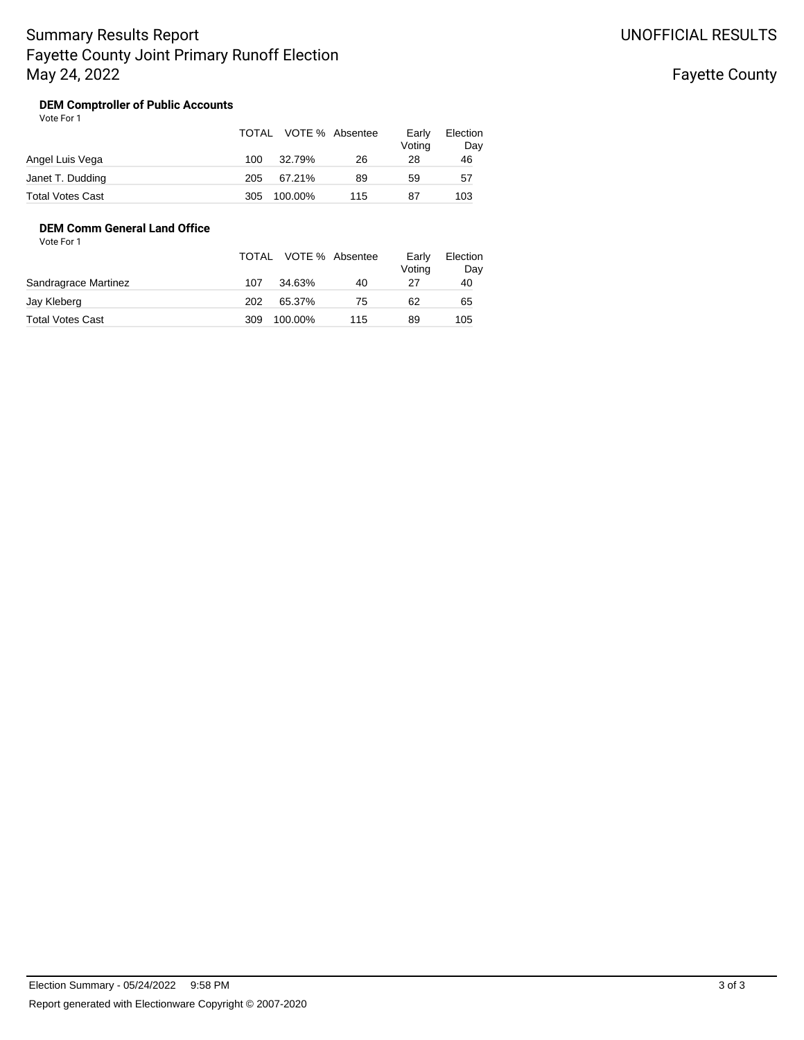# Summary Results Report
# Fayette County Joint Primary Runoff Election
# May 24, 2022

UNOFFICIAL RESULTS

Fayette County

### DEM Comptroller of Public Accounts

Vote For 1

| | TOTAL | VOTE % | Absentee | Early Voting | Election Day |
|---|---|---|---|---|---|
| Angel Luis Vega | 100 | 32.79% | 26 | 28 | 46 |
| Janet T. Dudding | 205 | 67.21% | 89 | 59 | 57 |
| Total Votes Cast | 305 | 100.00% | 115 | 87 | 103 |

### DEM Comm General Land Office

Vote For 1

| | TOTAL | VOTE % | Absentee | Early Voting | Election Day |
|---|---|---|---|---|---|
| Sandragrace Martinez | 107 | 34.63% | 40 | 27 | 40 |
| Jay Kleberg | 202 | 65.37% | 75 | 62 | 65 |
| Total Votes Cast | 309 | 100.00% | 115 | 89 | 105 |

Election Summary - 05/24/2022 9:58 PM

Report generated with Electionware Copyright © 2007-2020